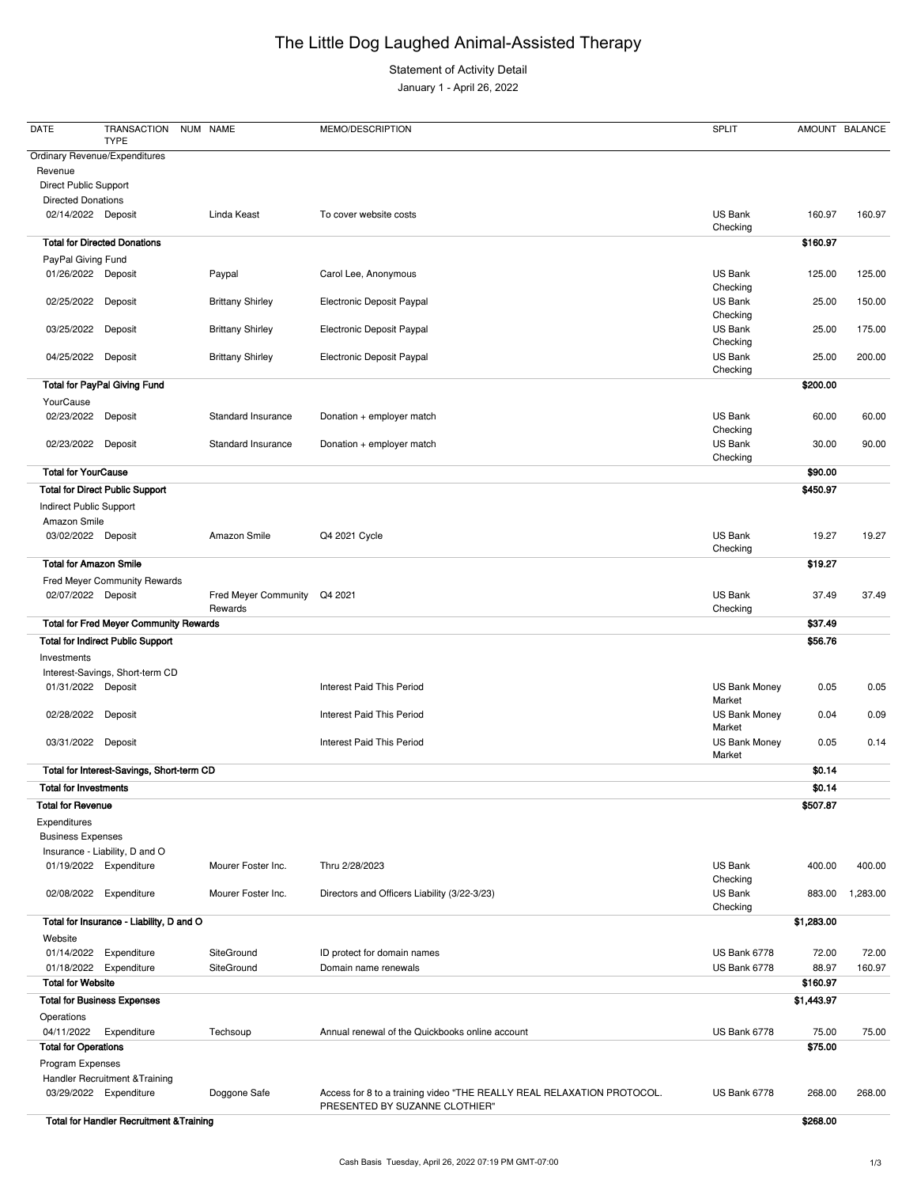# The Little Dog Laughed Animal-Assisted Therapy

Statement of Activity Detail

January 1 - April 26, 2022

| DATE | TRANSACTION TYPE | NUM | NAME | MEMO/DESCRIPTION | SPLIT | AMOUNT | BALANCE |
|---|---|---|---|---|---|---|---|
| Ordinary Revenue/Expenditures | | | | | | | |
| Revenue | | | | | | | |
| Direct Public Support | | | | | | | |
| Directed Donations | | | | | | | |
| 02/14/2022 | Deposit | | Linda Keast | To cover website costs | US Bank Checking | 160.97 | 160.97 |
| **Total for Directed Donations** | | | | | | **$160.97** | |
| PayPal Giving Fund | | | | | | | |
| 01/26/2022 | Deposit | | Paypal | Carol Lee, Anonymous | US Bank Checking | 125.00 | 125.00 |
| 02/25/2022 | Deposit | | Brittany Shirley | Electronic Deposit Paypal | US Bank Checking | 25.00 | 150.00 |
| 03/25/2022 | Deposit | | Brittany Shirley | Electronic Deposit Paypal | US Bank Checking | 25.00 | 175.00 |
| 04/25/2022 | Deposit | | Brittany Shirley | Electronic Deposit Paypal | US Bank Checking | 25.00 | 200.00 |
| **Total for PayPal Giving Fund** | | | | | | **$200.00** | |
| YourCause | | | | | | | |
| 02/23/2022 | Deposit | | Standard Insurance | Donation + employer match | US Bank Checking | 60.00 | 60.00 |
| 02/23/2022 | Deposit | | Standard Insurance | Donation + employer match | US Bank Checking | 30.00 | 90.00 |
| **Total for YourCause** | | | | | | **$90.00** | |
| **Total for Direct Public Support** | | | | | | **$450.97** | |
| Indirect Public Support | | | | | | | |
| Amazon Smile | | | | | | | |
| 03/02/2022 | Deposit | | Amazon Smile | Q4 2021 Cycle | US Bank Checking | 19.27 | 19.27 |
| **Total for Amazon Smile** | | | | | | **$19.27** | |
| Fred Meyer Community Rewards | | | | | | | |
| 02/07/2022 | Deposit | | Fred Meyer Community Rewards | Q4 2021 | US Bank Checking | 37.49 | 37.49 |
| **Total for Fred Meyer Community Rewards** | | | | | | **$37.49** | |
| **Total for Indirect Public Support** | | | | | | **$56.76** | |
| Investments | | | | | | | |
| Interest-Savings, Short-term CD | | | | | | | |
| 01/31/2022 | Deposit | | | Interest Paid This Period | US Bank Money Market | 0.05 | 0.05 |
| 02/28/2022 | Deposit | | | Interest Paid This Period | US Bank Money Market | 0.04 | 0.09 |
| 03/31/2022 | Deposit | | | Interest Paid This Period | US Bank Money Market | 0.05 | 0.14 |
| **Total for Interest-Savings, Short-term CD** | | | | | | **$0.14** | |
| **Total for Investments** | | | | | | **$0.14** | |
| **Total for Revenue** | | | | | | **$507.87** | |
| Expenditures | | | | | | | |
| Business Expenses | | | | | | | |
| Insurance - Liability, D and O | | | | | | | |
| 01/19/2022 | Expenditure | | Mourer Foster Inc. | Thru 2/28/2023 | US Bank Checking | 400.00 | 400.00 |
| 02/08/2022 | Expenditure | | Mourer Foster Inc. | Directors and Officers Liability (3/22-3/23) | US Bank Checking | 883.00 | 1,283.00 |
| **Total for Insurance - Liability, D and O** | | | | | | **$1,283.00** | |
| Website | | | | | | | |
| 01/14/2022 | Expenditure | | SiteGround | ID protect for domain names | US Bank 6778 | 72.00 | 72.00 |
| 01/18/2022 | Expenditure | | SiteGround | Domain name renewals | US Bank 6778 | 88.97 | 160.97 |
| **Total for Website** | | | | | | **$160.97** | |
| **Total for Business Expenses** | | | | | | **$1,443.97** | |
| Operations | | | | | | | |
| 04/11/2022 | Expenditure | | Techsoup | Annual renewal of the Quickbooks online account | US Bank 6778 | 75.00 | 75.00 |
| **Total for Operations** | | | | | | **$75.00** | |
| Program Expenses | | | | | | | |
| Handler Recruitment &Training | | | | | | | |
| 03/29/2022 | Expenditure | | Doggone Safe | Access for 8 to a training video "THE REALLY REAL RELAXATION PROTOCOL. PRESENTED BY SUZANNE CLOTHIER" | US Bank 6778 | 268.00 | 268.00 |
| **Total for Handler Recruitment &Training** | | | | | | **$268.00** | |

Cash Basis Tuesday, April 26, 2022 07:19 PM GMT-07:00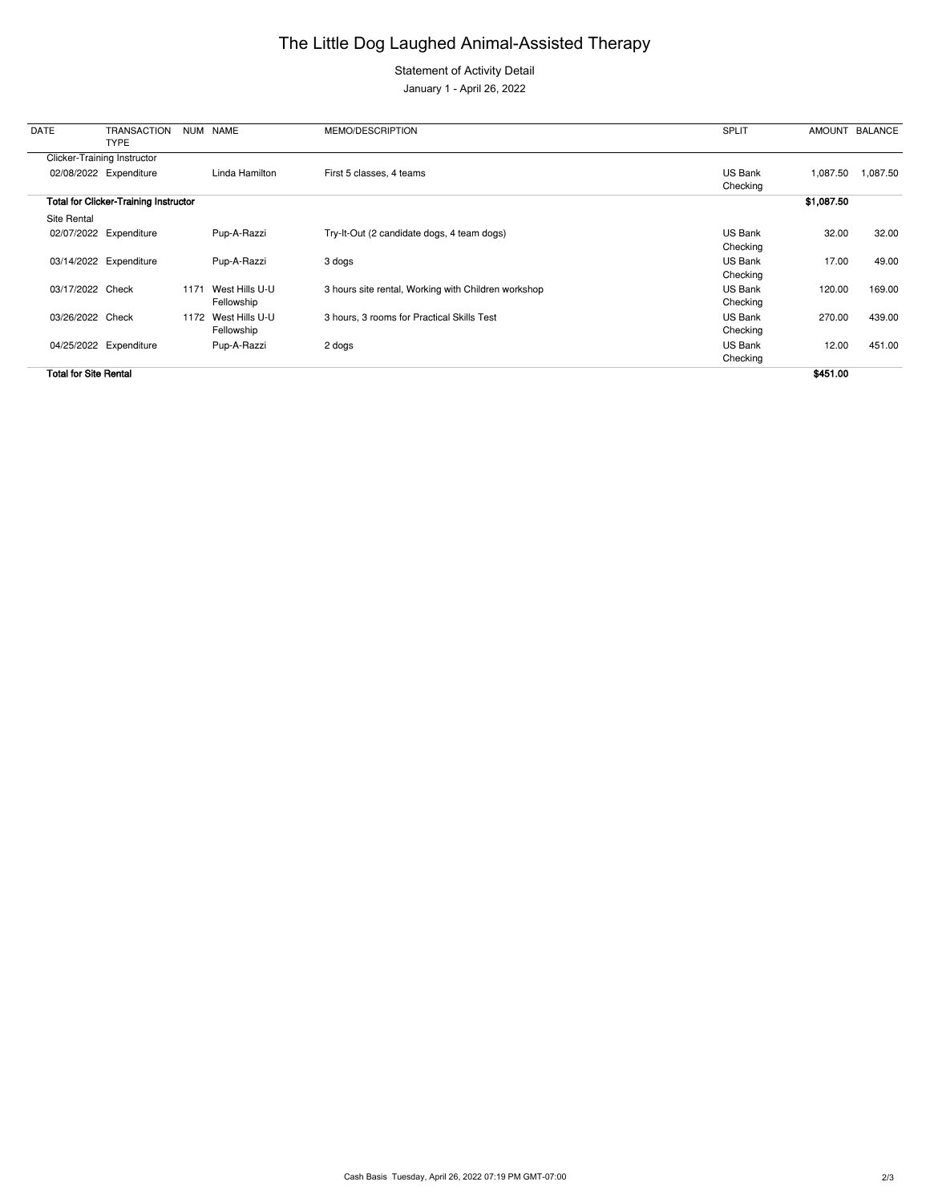# The Little Dog Laughed Animal-Assisted Therapy

Statement of Activity Detail

January 1 - April 26, 2022

| DATE | TRANSACTION TYPE | NUM | NAME | MEMO/DESCRIPTION | SPLIT | AMOUNT | BALANCE |
|---|---|---|---|---|---|---|---|
| Clicker-Training Instructor | | | | | | | |
| 02/08/2022 | Expenditure | | Linda Hamilton | First 5 classes, 4 teams | US Bank Checking | 1,087.50 | 1,087.50 |
| **Total for Clicker-Training Instructor** | | | | | | **$1,087.50** | |
| Site Rental | | | | | | | |
| 02/07/2022 | Expenditure | | Pup-A-Razzi | Try-It-Out (2 candidate dogs, 4 team dogs) | US Bank Checking | 32.00 | 32.00 |
| 03/14/2022 | Expenditure | | Pup-A-Razzi | 3 dogs | US Bank Checking | 17.00 | 49.00 |
| 03/17/2022 | Check | 1171 | West Hills U-U Fellowship | 3 hours site rental, Working with Children workshop | US Bank Checking | 120.00 | 169.00 |
| 03/26/2022 | Check | 1172 | West Hills U-U Fellowship | 3 hours, 3 rooms for Practical Skills Test | US Bank Checking | 270.00 | 439.00 |
| 04/25/2022 | Expenditure | | Pup-A-Razzi | 2 dogs | US Bank Checking | 12.00 | 451.00 |
| **Total for Site Rental** | | | | | | **$451.00** | |

Cash Basis Tuesday, April 26, 2022 07:19 PM GMT-07:00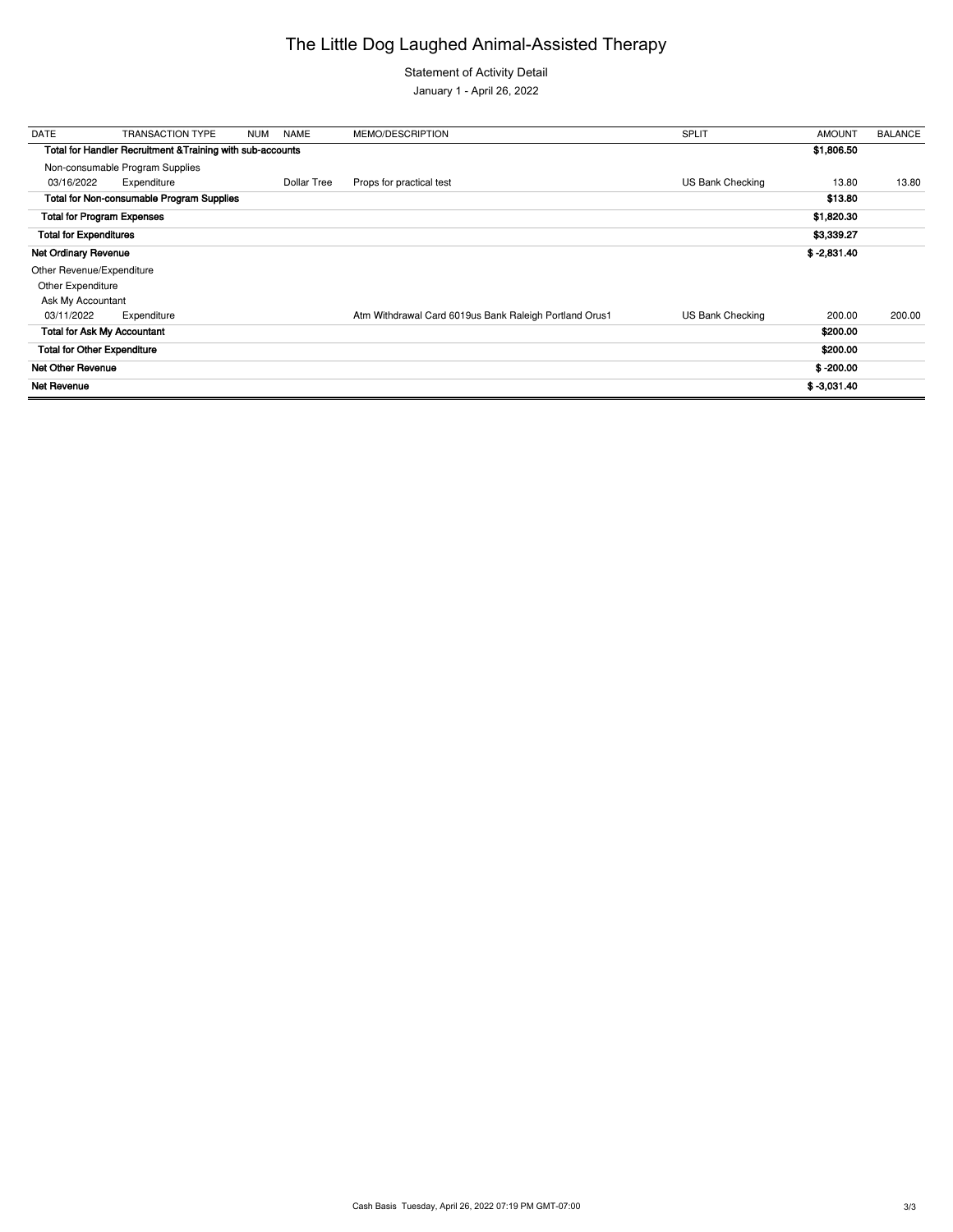# The Little Dog Laughed Animal-Assisted Therapy

Statement of Activity Detail

January 1 - April 26, 2022

| DATE | TRANSACTION TYPE | NUM | NAME | MEMO/DESCRIPTION | SPLIT | AMOUNT | BALANCE |
|---|---|---|---|---|---|---|---|
| **Total for Handler Recruitment &Training with sub-accounts** | | | | | | **$1,806.50** | |
| Non-consumable Program Supplies | | | | | | | |
| 03/16/2022 | Expenditure | | Dollar Tree | Props for practical test | US Bank Checking | 13.80 | 13.80 |
| **Total for Non-consumable Program Supplies** | | | | | | **$13.80** | |
| **Total for Program Expenses** | | | | | | **$1,820.30** | |
| **Total for Expenditures** | | | | | | **$3,339.27** | |
| **Net Ordinary Revenue** | | | | | | **$ -2,831.40** | |
| Other Revenue/Expenditure | | | | | | | |
| Other Expenditure | | | | | | | |
| Ask My Accountant | | | | | | | |
| 03/11/2022 | Expenditure | | | Atm Withdrawal Card 6019us Bank Raleigh Portland Orus1 | US Bank Checking | 200.00 | 200.00 |
| **Total for Ask My Accountant** | | | | | | **$200.00** | |
| **Total for Other Expenditure** | | | | | | **$200.00** | |
| **Net Other Revenue** | | | | | | **$ -200.00** | |
| **Net Revenue** | | | | | | **$ -3,031.40** | |

Cash Basis Tuesday, April 26, 2022 07:19 PM GMT-07:00